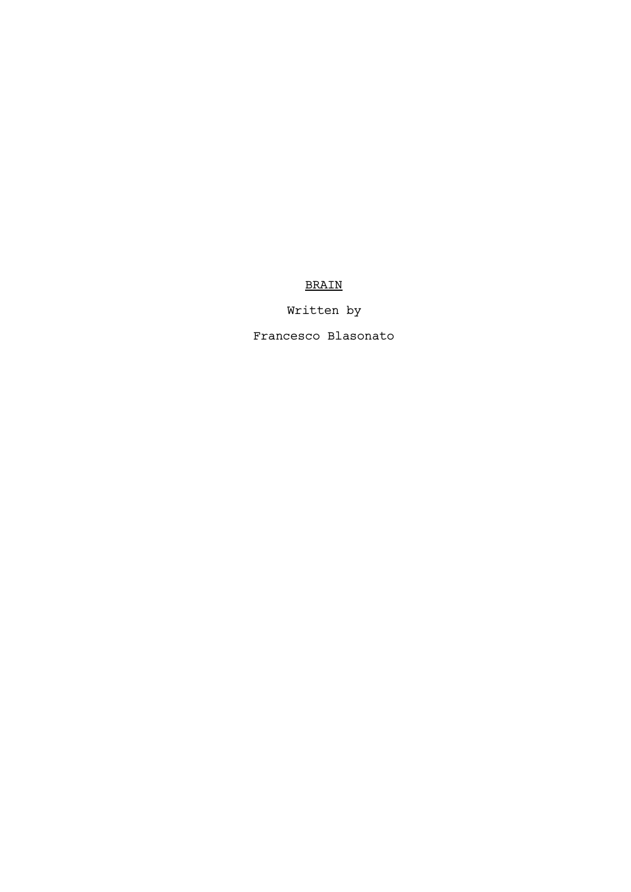# <u>BRAIN</u>

Written by

Francesco Blasonato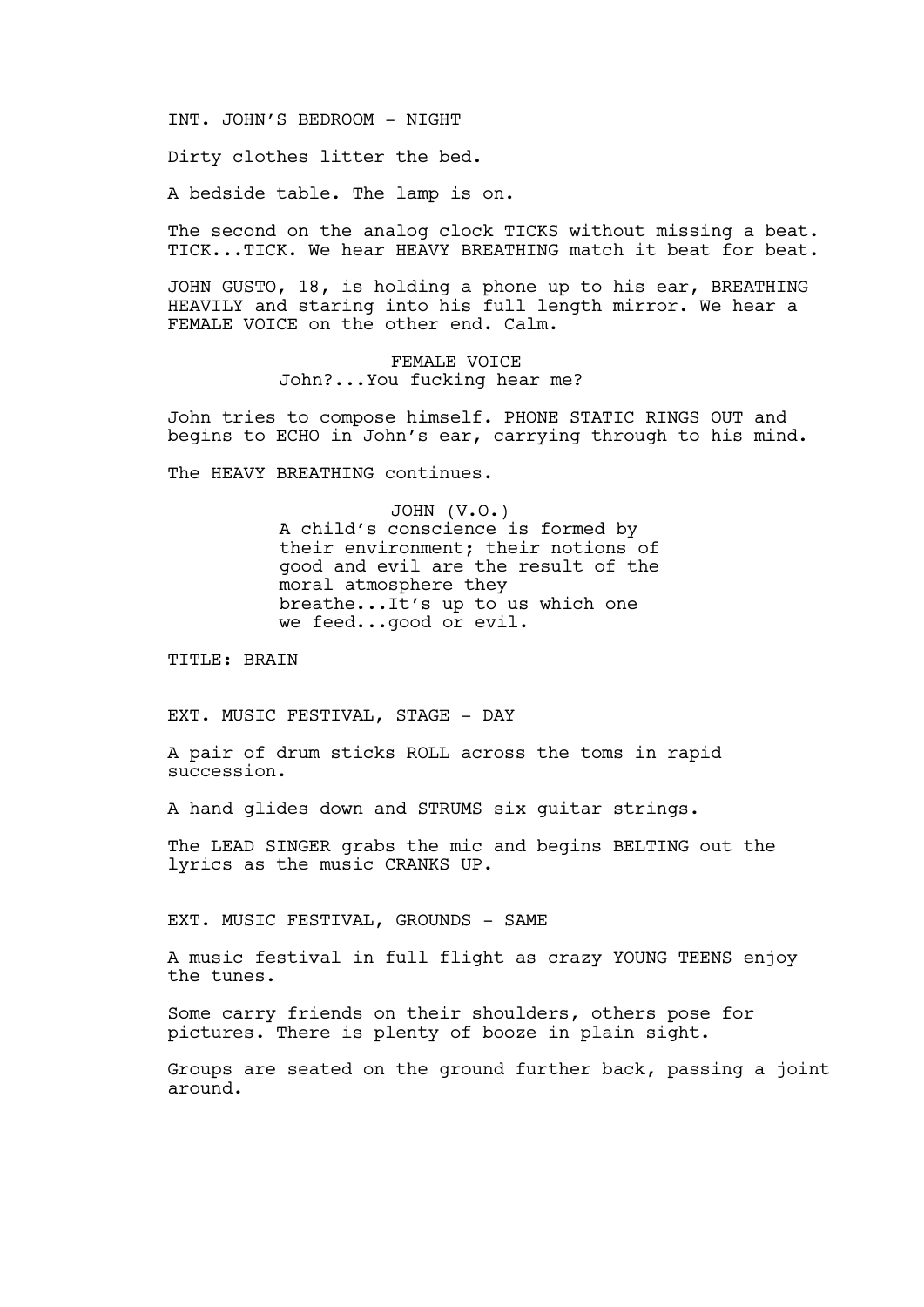INT. JOHN'S BEDROOM - NIGHT

Dirty clothes litter the bed.

A bedside table. The lamp is on.

The second on the analog clock TICKS without missing a beat. TICK...TICK. We hear HEAVY BREATHING match it beat for beat.

JOHN GUSTO, 18, is holding a phone up to his ear, BREATHING HEAVILY and staring into his full length mirror. We hear a FEMALE VOICE on the other end. Calm.

FEMALE VOICE
John?...You fucking hear me?

John tries to compose himself. PHONE STATIC RINGS OUT and begins to ECHO in John's ear, carrying through to his mind.

The HEAVY BREATHING continues.

JOHN (V.O.)
A child's conscience is formed by their environment; their notions of good and evil are the result of the moral atmosphere they breathe...It's up to us which one we feed...good or evil.

TITLE: BRAIN

EXT. MUSIC FESTIVAL, STAGE - DAY

A pair of drum sticks ROLL across the toms in rapid succession.

A hand glides down and STRUMS six guitar strings.

The LEAD SINGER grabs the mic and begins BELTING out the lyrics as the music CRANKS UP.

EXT. MUSIC FESTIVAL, GROUNDS - SAME

A music festival in full flight as crazy YOUNG TEENS enjoy the tunes.

Some carry friends on their shoulders, others pose for pictures. There is plenty of booze in plain sight.

Groups are seated on the ground further back, passing a joint around.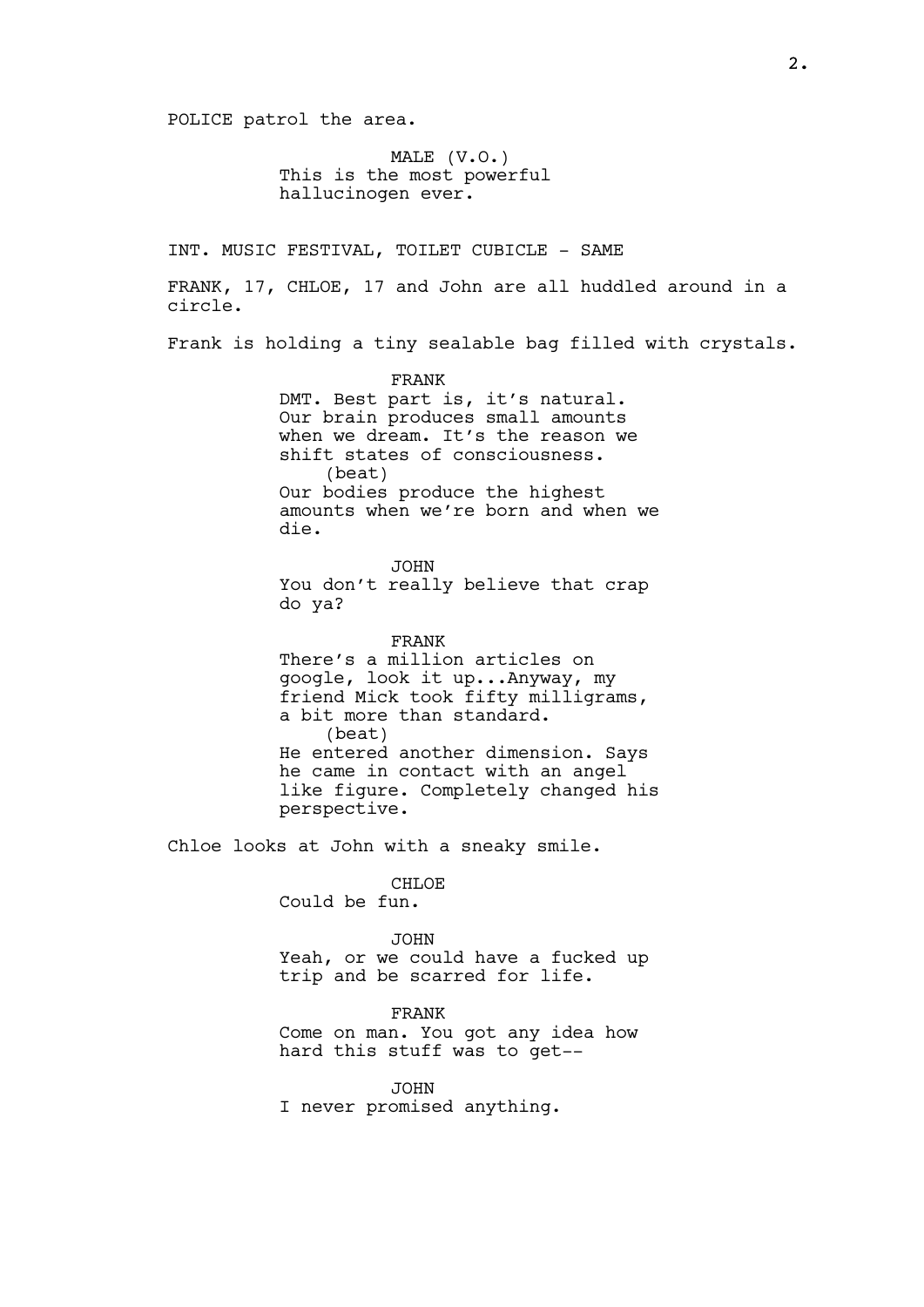POLICE patrol the area.

MALE (V.O.)
This is the most powerful hallucinogen ever.

INT. MUSIC FESTIVAL, TOILET CUBICLE - SAME

FRANK, 17, CHLOE, 17 and John are all huddled around in a circle.

Frank is holding a tiny sealable bag filled with crystals.

FRANK
DMT. Best part is, it's natural. Our brain produces small amounts when we dream. It's the reason we shift states of consciousness.
(beat)
Our bodies produce the highest amounts when we're born and when we die.

JOHN
You don't really believe that crap do ya?

FRANK
There's a million articles on google, look it up...Anyway, my friend Mick took fifty milligrams, a bit more than standard.
(beat)
He entered another dimension. Says he came in contact with an angel like figure. Completely changed his perspective.

Chloe looks at John with a sneaky smile.

CHLOE
Could be fun.

JOHN
Yeah, or we could have a fucked up trip and be scarred for life.

FRANK
Come on man. You got any idea how hard this stuff was to get--

JOHN
I never promised anything.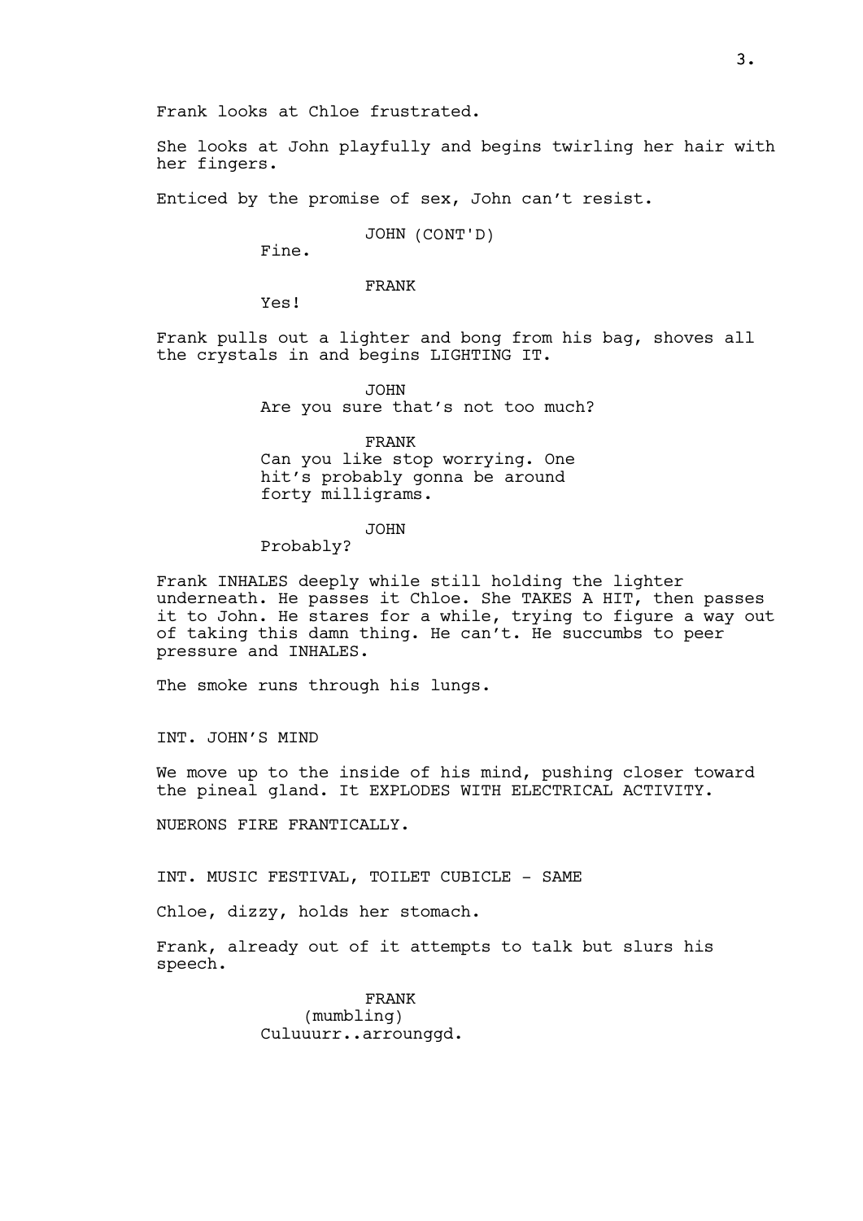Frank looks at Chloe frustrated.

She looks at John playfully and begins twirling her hair with her fingers.

Enticed by the promise of sex, John can't resist.

JOHN (CONT'D)
Fine.

FRANK
Yes!

Frank pulls out a lighter and bong from his bag, shoves all the crystals in and begins LIGHTING IT.

JOHN
Are you sure that's not too much?

FRANK
Can you like stop worrying. One hit's probably gonna be around forty milligrams.

JOHN
Probably?

Frank INHALES deeply while still holding the lighter underneath. He passes it Chloe. She TAKES A HIT, then passes it to John. He stares for a while, trying to figure a way out of taking this damn thing. He can't. He succumbs to peer pressure and INHALES.

The smoke runs through his lungs.

INT. JOHN'S MIND

We move up to the inside of his mind, pushing closer toward the pineal gland. It EXPLODES WITH ELECTRICAL ACTIVITY.

NUERONS FIRE FRANTICALLY.

INT. MUSIC FESTIVAL, TOILET CUBICLE - SAME

Chloe, dizzy, holds her stomach.

Frank, already out of it attempts to talk but slurs his speech.

FRANK
(mumbling)
Culuuurr..arrounggd.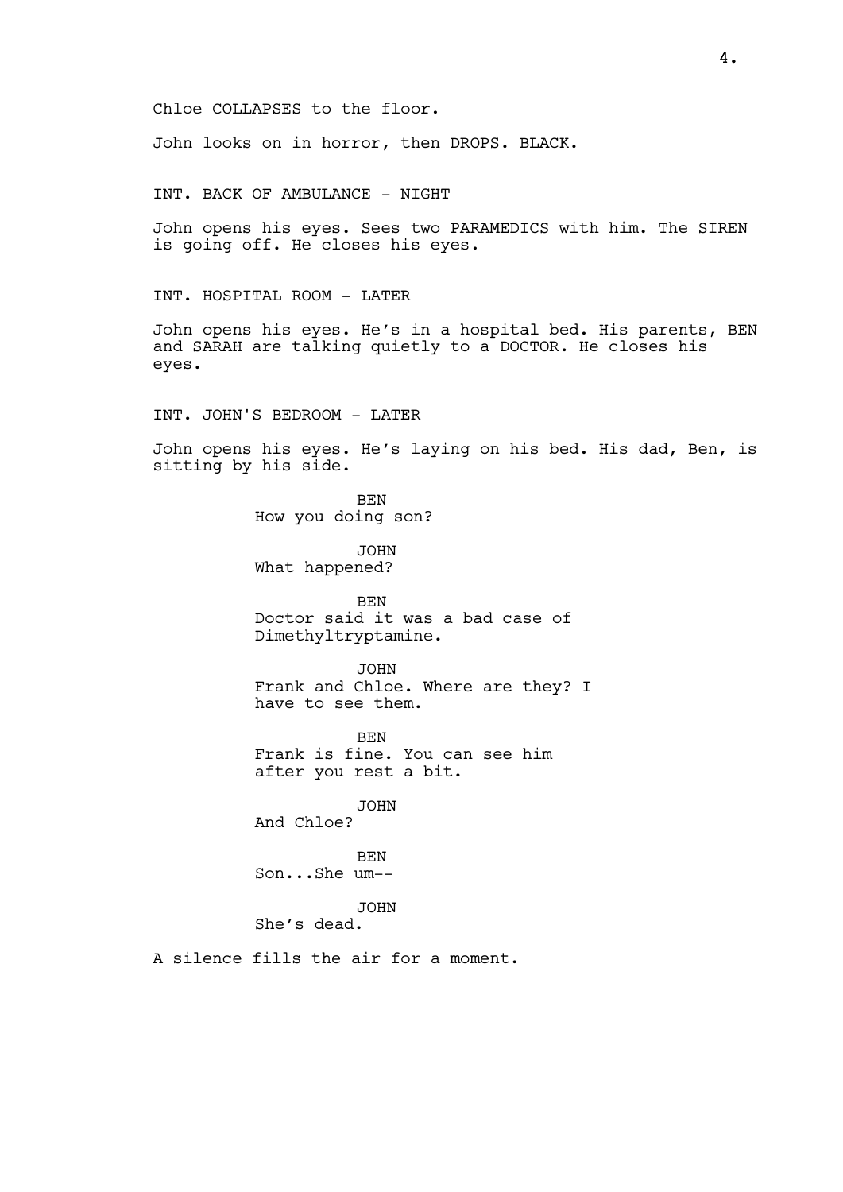Chloe COLLAPSES to the floor.

John looks on in horror, then DROPS. BLACK.

INT. BACK OF AMBULANCE - NIGHT

John opens his eyes. Sees two PARAMEDICS with him. The SIREN is going off. He closes his eyes.

INT. HOSPITAL ROOM - LATER

John opens his eyes. He's in a hospital bed. His parents, BEN and SARAH are talking quietly to a DOCTOR. He closes his eyes.

INT. JOHN'S BEDROOM - LATER

John opens his eyes. He's laying on his bed. His dad, Ben, is sitting by his side.

BEN
How you doing son?

JOHN
What happened?

BEN
Doctor said it was a bad case of Dimethyltryptamine.

JOHN
Frank and Chloe. Where are they? I have to see them.

BEN
Frank is fine. You can see him after you rest a bit.

JOHN
And Chloe?

BEN
Son...She um--

JOHN
She's dead.

A silence fills the air for a moment.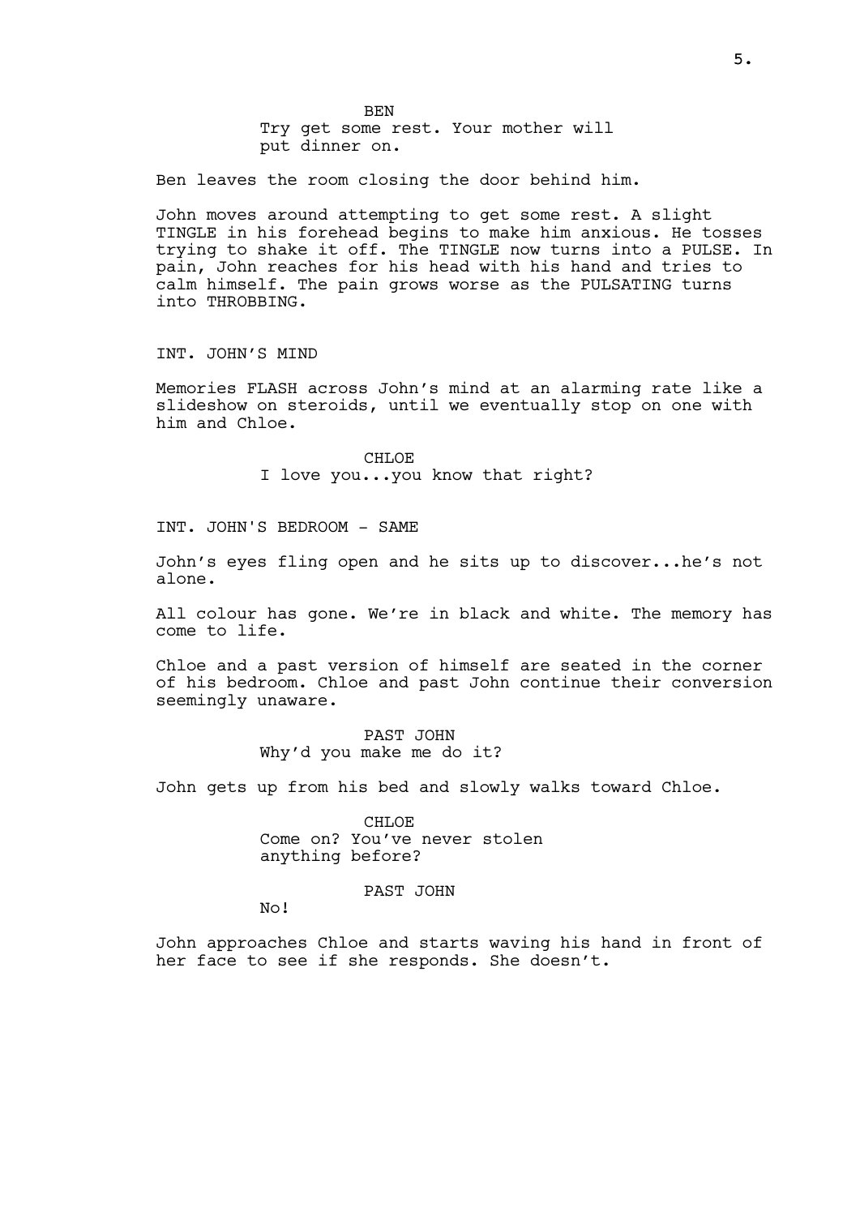BEN
Try get some rest. Your mother will put dinner on.

Ben leaves the room closing the door behind him.

John moves around attempting to get some rest. A slight TINGLE in his forehead begins to make him anxious. He tosses trying to shake it off. The TINGLE now turns into a PULSE. In pain, John reaches for his head with his hand and tries to calm himself. The pain grows worse as the PULSATING turns into THROBBING.

INT. JOHN'S MIND

Memories FLASH across John's mind at an alarming rate like a slideshow on steroids, until we eventually stop on one with him and Chloe.

CHLOE
I love you...you know that right?

INT. JOHN'S BEDROOM - SAME

John's eyes fling open and he sits up to discover...he's not alone.

All colour has gone. We're in black and white. The memory has come to life.

Chloe and a past version of himself are seated in the corner of his bedroom. Chloe and past John continue their conversion seemingly unaware.

PAST JOHN
Why'd you make me do it?

John gets up from his bed and slowly walks toward Chloe.

CHLOE
Come on? You've never stolen anything before?

PAST JOHN
No!

John approaches Chloe and starts waving his hand in front of her face to see if she responds. She doesn't.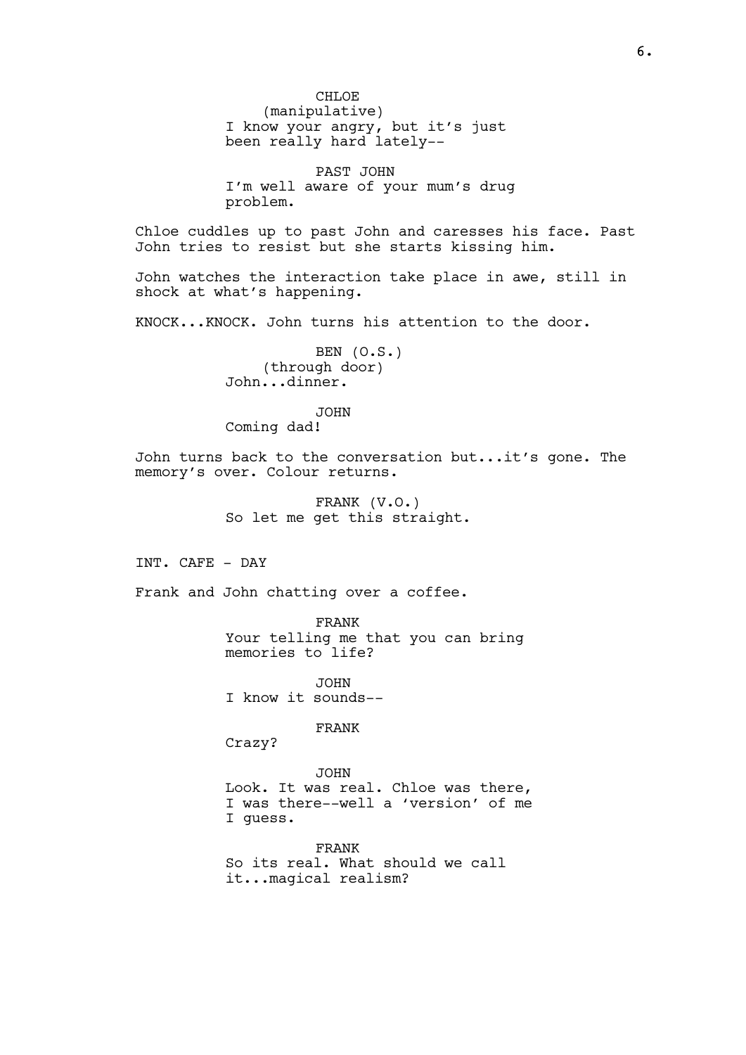CHLOE
(manipulative)
I know your angry, but it's just been really hard lately--

PAST JOHN
I'm well aware of your mum's drug problem.

Chloe cuddles up to past John and caresses his face. Past John tries to resist but she starts kissing him.

John watches the interaction take place in awe, still in shock at what's happening.

KNOCK...KNOCK. John turns his attention to the door.

BEN (O.S.)
(through door)
John...dinner.

JOHN
Coming dad!

John turns back to the conversation but...it's gone. The memory's over. Colour returns.

FRANK (V.O.)
So let me get this straight.

INT. CAFE - DAY

Frank and John chatting over a coffee.

FRANK
Your telling me that you can bring memories to life?

JOHN
I know it sounds--

FRANK
Crazy?

JOHN
Look. It was real. Chloe was there, I was there--well a 'version' of me I guess.

FRANK
So its real. What should we call it...magical realism?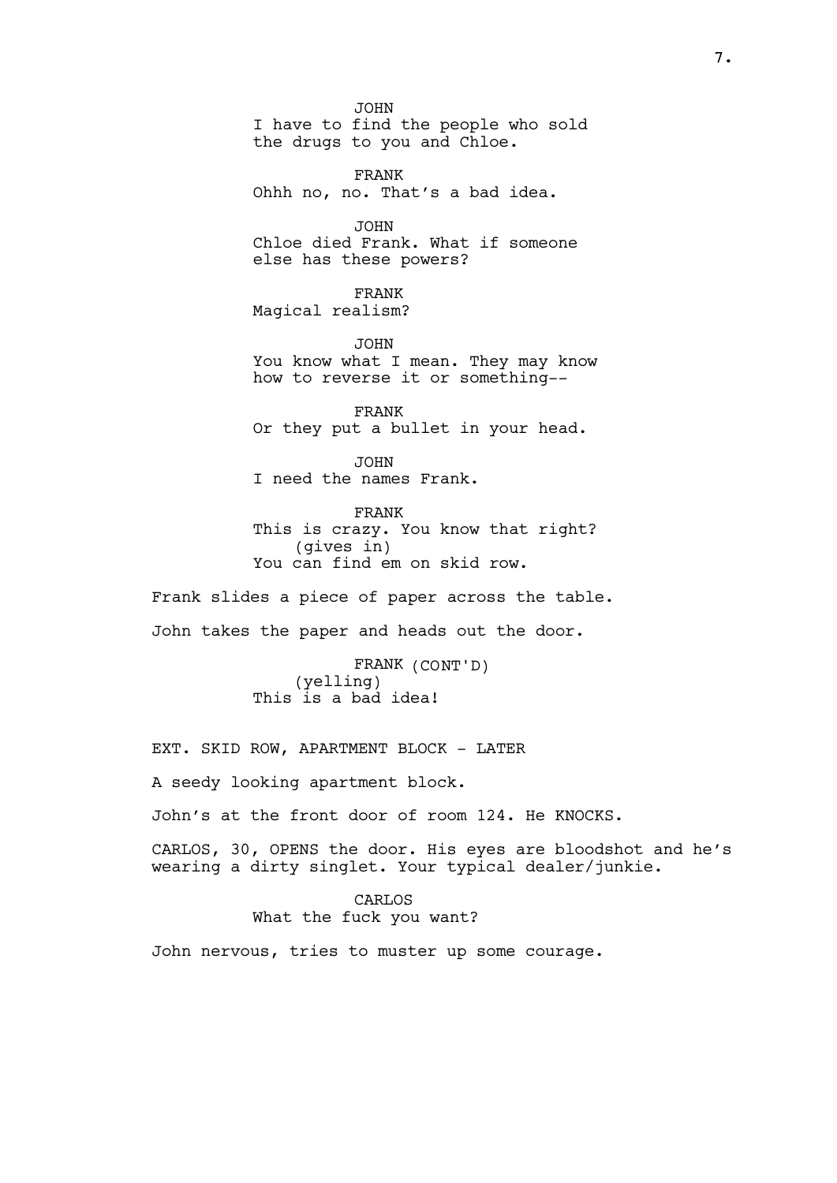JOHN
I have to find the people who sold the drugs to you and Chloe.

FRANK
Ohhh no, no. That's a bad idea.

JOHN
Chloe died Frank. What if someone else has these powers?

FRANK
Magical realism?

JOHN
You know what I mean. They may know how to reverse it or something--

FRANK
Or they put a bullet in your head.

JOHN
I need the names Frank.

FRANK
This is crazy. You know that right?
(gives in)
You can find em on skid row.

Frank slides a piece of paper across the table.

John takes the paper and heads out the door.

FRANK (CONT'D)
(yelling)
This is a bad idea!

EXT. SKID ROW, APARTMENT BLOCK - LATER

A seedy looking apartment block.

John's at the front door of room 124. He KNOCKS.

CARLOS, 30, OPENS the door. His eyes are bloodshot and he's wearing a dirty singlet. Your typical dealer/junkie.

CARLOS
What the fuck you want?

John nervous, tries to muster up some courage.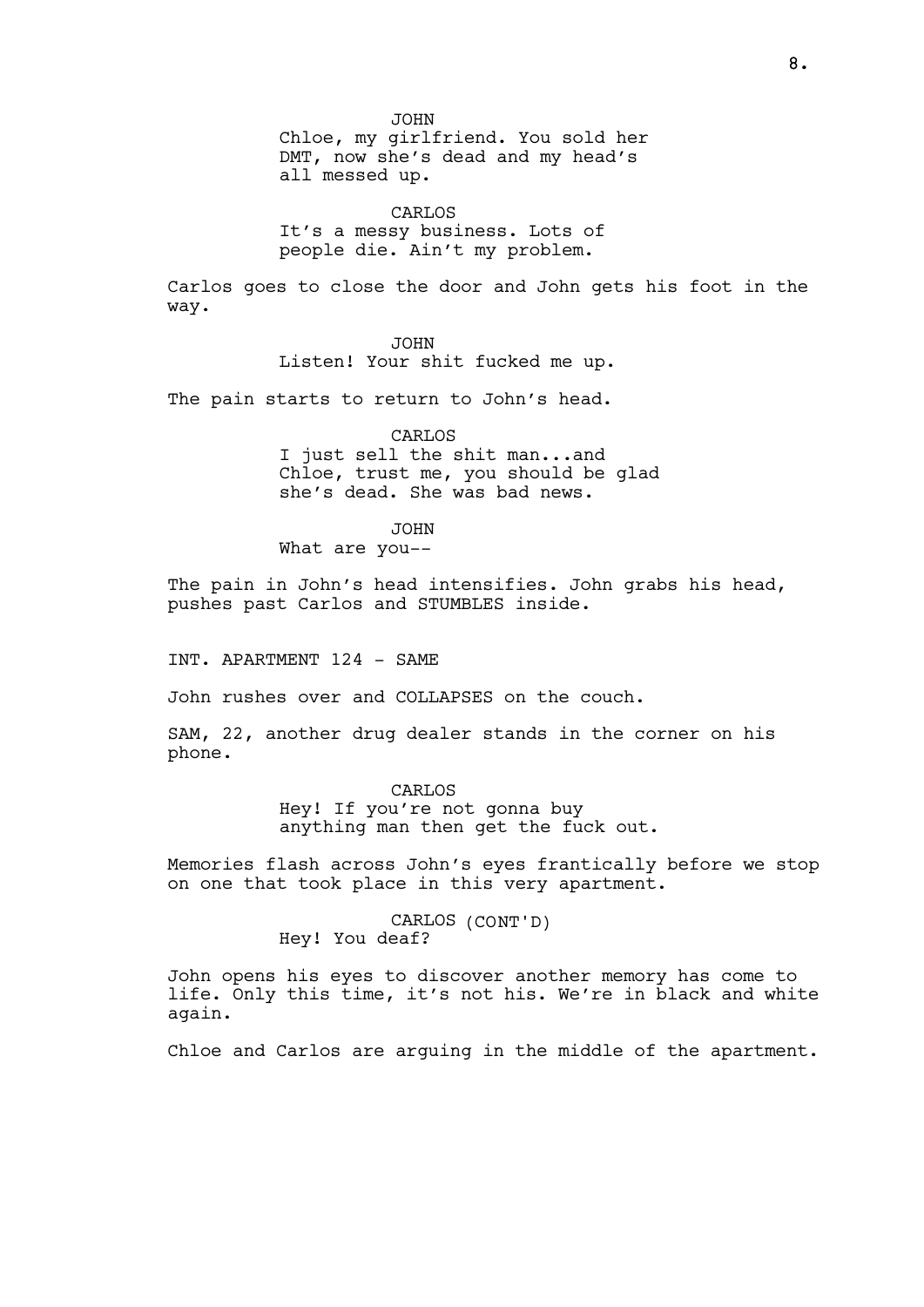JOHN
Chloe, my girlfriend. You sold her DMT, now she's dead and my head's all messed up.

CARLOS
It's a messy business. Lots of people die. Ain't my problem.

Carlos goes to close the door and John gets his foot in the way.

JOHN
Listen! Your shit fucked me up.

The pain starts to return to John's head.

CARLOS
I just sell the shit man...and Chloe, trust me, you should be glad she's dead. She was bad news.

JOHN
What are you--

The pain in John's head intensifies. John grabs his head, pushes past Carlos and STUMBLES inside.

INT. APARTMENT 124 - SAME

John rushes over and COLLAPSES on the couch.

SAM, 22, another drug dealer stands in the corner on his phone.

CARLOS
Hey! If you're not gonna buy anything man then get the fuck out.

Memories flash across John's eyes frantically before we stop on one that took place in this very apartment.

CARLOS (CONT'D)
Hey! You deaf?

John opens his eyes to discover another memory has come to life. Only this time, it's not his. We're in black and white again.

Chloe and Carlos are arguing in the middle of the apartment.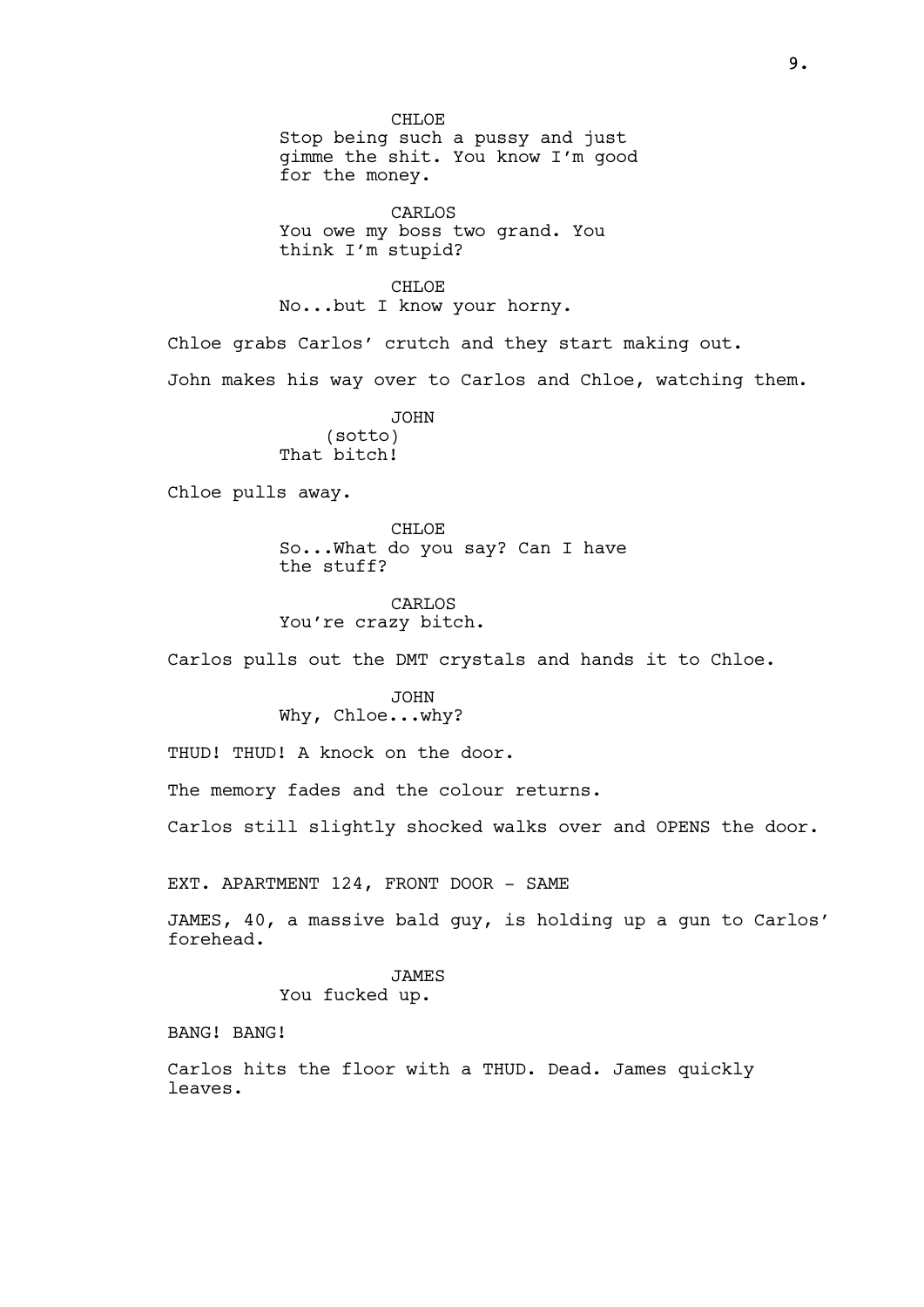CHLOE
Stop being such a pussy and just gimme the shit. You know I'm good for the money.

CARLOS
You owe my boss two grand. You think I'm stupid?

CHLOE
No...but I know your horny.

Chloe grabs Carlos' crutch and they start making out.

John makes his way over to Carlos and Chloe, watching them.

JOHN
(sotto)
That bitch!

Chloe pulls away.

CHLOE
So...What do you say? Can I have the stuff?

CARLOS
You're crazy bitch.

Carlos pulls out the DMT crystals and hands it to Chloe.

JOHN
Why, Chloe...why?

THUD! THUD! A knock on the door.

The memory fades and the colour returns.

Carlos still slightly shocked walks over and OPENS the door.

EXT. APARTMENT 124, FRONT DOOR - SAME

JAMES, 40, a massive bald guy, is holding up a gun to Carlos' forehead.

JAMES
You fucked up.

BANG! BANG!

Carlos hits the floor with a THUD. Dead. James quickly leaves.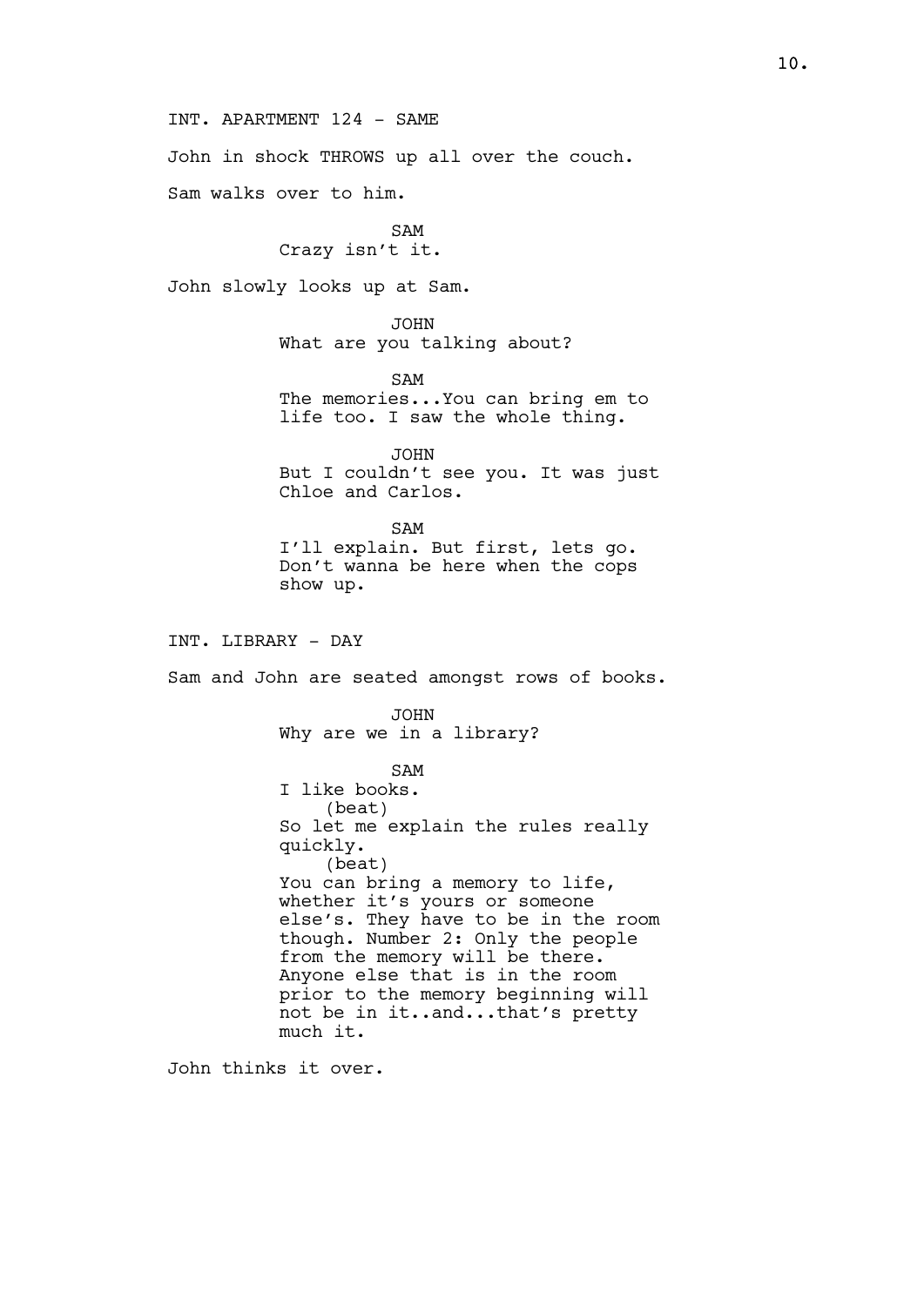INT. APARTMENT 124 - SAME

John in shock THROWS up all over the couch.

Sam walks over to him.

SAM
Crazy isn't it.

John slowly looks up at Sam.

JOHN
What are you talking about?

SAM
The memories...You can bring em to life too. I saw the whole thing.

JOHN
But I couldn't see you. It was just Chloe and Carlos.

SAM
I'll explain. But first, lets go. Don't wanna be here when the cops show up.

INT. LIBRARY - DAY

Sam and John are seated amongst rows of books.

JOHN
Why are we in a library?

SAM
I like books.
(beat)
So let me explain the rules really quickly.
(beat)
You can bring a memory to life, whether it's yours or someone else's. They have to be in the room though. Number 2: Only the people from the memory will be there. Anyone else that is in the room prior to the memory beginning will not be in it..and...that's pretty much it.

John thinks it over.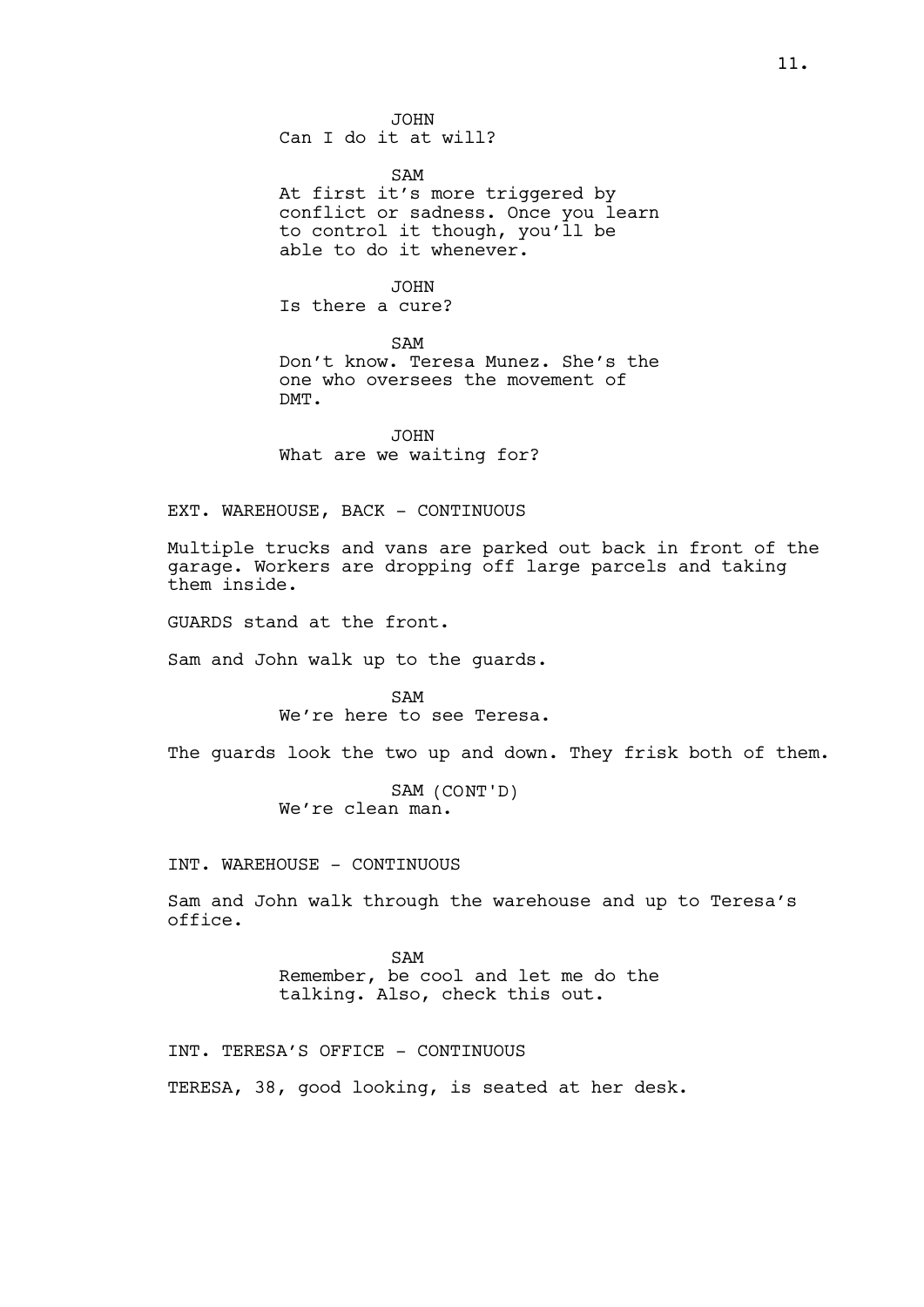JOHN
Can I do it at will?

SAM
At first it's more triggered by conflict or sadness. Once you learn to control it though, you'll be able to do it whenever.

JOHN
Is there a cure?

SAM
Don't know. Teresa Munez. She's the one who oversees the movement of DMT.

JOHN
What are we waiting for?

EXT. WAREHOUSE, BACK - CONTINUOUS

Multiple trucks and vans are parked out back in front of the garage. Workers are dropping off large parcels and taking them inside.

GUARDS stand at the front.

Sam and John walk up to the guards.

SAM
We're here to see Teresa.

The guards look the two up and down. They frisk both of them.

SAM (CONT'D)
We're clean man.

INT. WAREHOUSE - CONTINUOUS

Sam and John walk through the warehouse and up to Teresa's office.

SAM
Remember, be cool and let me do the talking. Also, check this out.

INT. TERESA'S OFFICE - CONTINUOUS

TERESA, 38, good looking, is seated at her desk.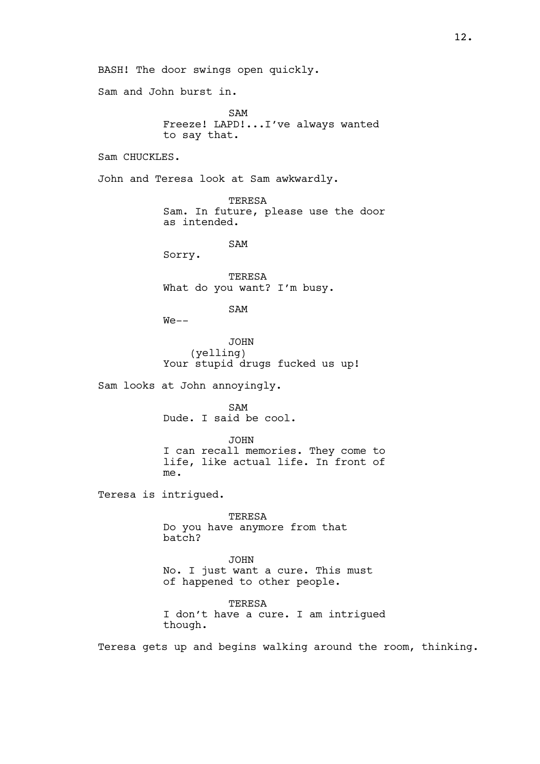BASH! The door swings open quickly.

Sam and John burst in.

SAM
Freeze! LAPD!...I've always wanted to say that.

Sam CHUCKLES.

John and Teresa look at Sam awkwardly.

TERESA
Sam. In future, please use the door as intended.

SAM
Sorry.

TERESA
What do you want? I'm busy.

SAM
We--

JOHN
(yelling)
Your stupid drugs fucked us up!

Sam looks at John annoyingly.

SAM
Dude. I said be cool.

JOHN
I can recall memories. They come to life, like actual life. In front of me.

Teresa is intrigued.

TERESA
Do you have anymore from that batch?

JOHN
No. I just want a cure. This must of happened to other people.

TERESA
I don't have a cure. I am intrigued though.

Teresa gets up and begins walking around the room, thinking.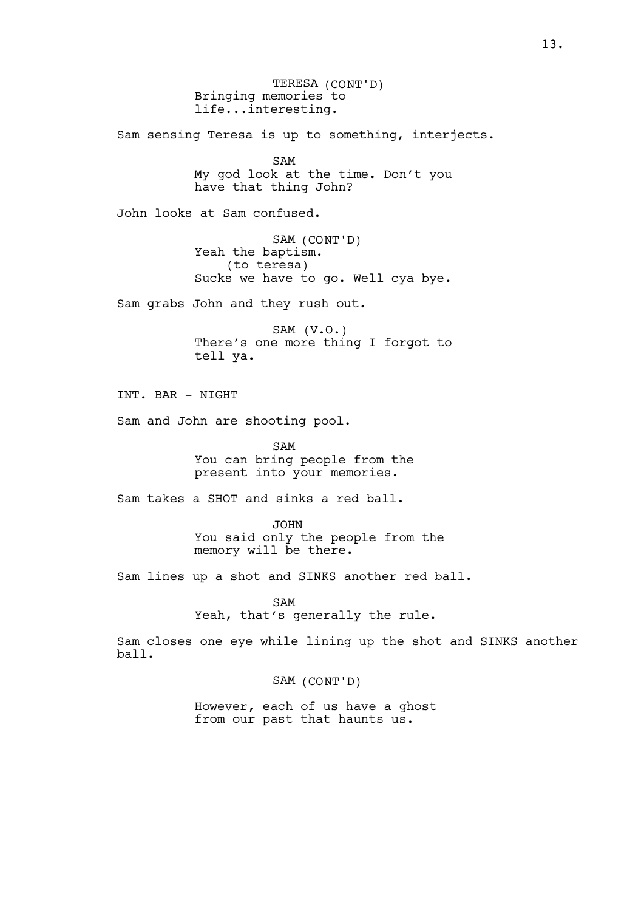TERESA (CONT'D)
Bringing memories to life...interesting.

Sam sensing Teresa is up to something, interjects.

SAM
My god look at the time. Don't you have that thing John?

John looks at Sam confused.

SAM (CONT'D)
Yeah the baptism.
(to teresa)
Sucks we have to go. Well cya bye.

Sam grabs John and they rush out.

SAM (V.O.)
There's one more thing I forgot to tell ya.

INT. BAR - NIGHT

Sam and John are shooting pool.

SAM
You can bring people from the present into your memories.

Sam takes a SHOT and sinks a red ball.

JOHN
You said only the people from the memory will be there.

Sam lines up a shot and SINKS another red ball.

SAM
Yeah, that's generally the rule.

Sam closes one eye while lining up the shot and SINKS another ball.

SAM (CONT'D)

However, each of us have a ghost from our past that haunts us.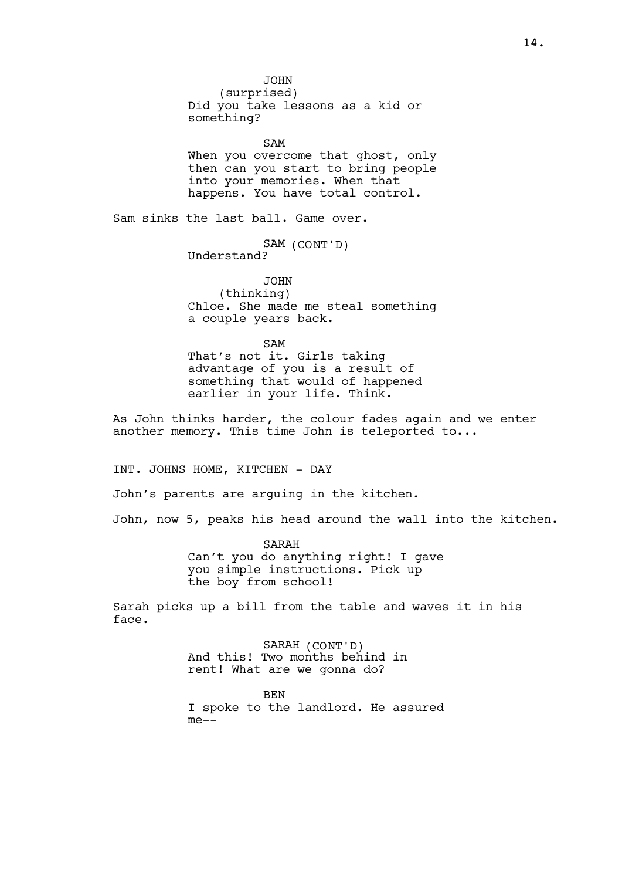JOHN
(surprised)
Did you take lessons as a kid or something?

SAM
When you overcome that ghost, only then can you start to bring people into your memories. When that happens. You have total control.

Sam sinks the last ball. Game over.

SAM (CONT'D)
Understand?

JOHN
(thinking)
Chloe. She made me steal something a couple years back.

SAM
That's not it. Girls taking advantage of you is a result of something that would of happened earlier in your life. Think.

As John thinks harder, the colour fades again and we enter another memory. This time John is teleported to...

INT. JOHNS HOME, KITCHEN - DAY

John's parents are arguing in the kitchen.

John, now 5, peaks his head around the wall into the kitchen.

SARAH
Can't you do anything right! I gave you simple instructions. Pick up the boy from school!

Sarah picks up a bill from the table and waves it in his face.

SARAH (CONT'D)
And this! Two months behind in rent! What are we gonna do?

BEN
I spoke to the landlord. He assured me--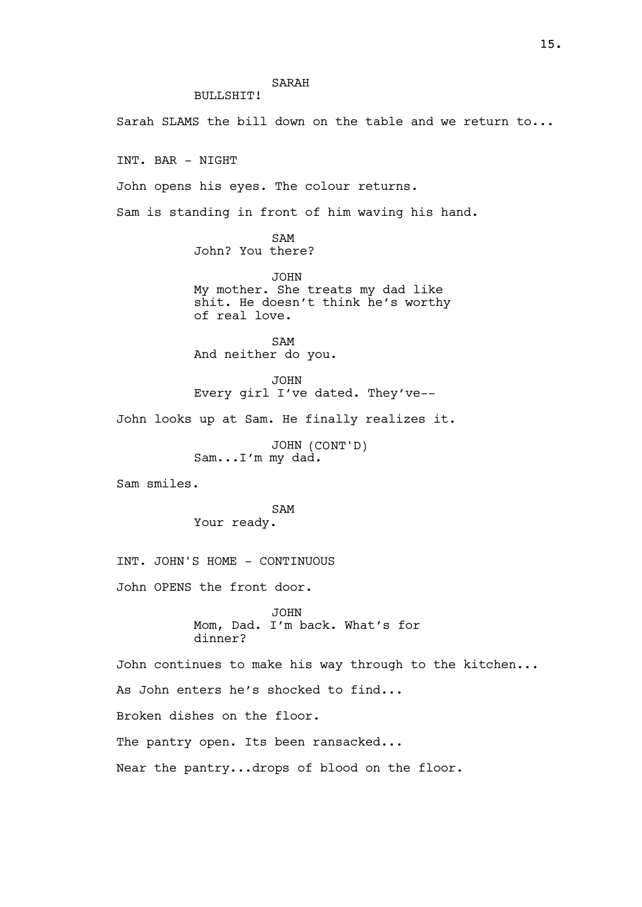SARAH
BULLSHIT!

Sarah SLAMS the bill down on the table and we return to...

INT. BAR - NIGHT

John opens his eyes. The colour returns.

Sam is standing in front of him waving his hand.

SAM
John? You there?

JOHN
My mother. She treats my dad like shit. He doesn't think he's worthy of real love.

SAM
And neither do you.

JOHN
Every girl I've dated. They've--

John looks up at Sam. He finally realizes it.

JOHN (CONT'D)
Sam...I'm my dad.

Sam smiles.

SAM
Your ready.

INT. JOHN'S HOME - CONTINUOUS

John OPENS the front door.

JOHN
Mom, Dad. I'm back. What's for dinner?

John continues to make his way through to the kitchen...

As John enters he's shocked to find...

Broken dishes on the floor.

The pantry open. Its been ransacked...

Near the pantry...drops of blood on the floor.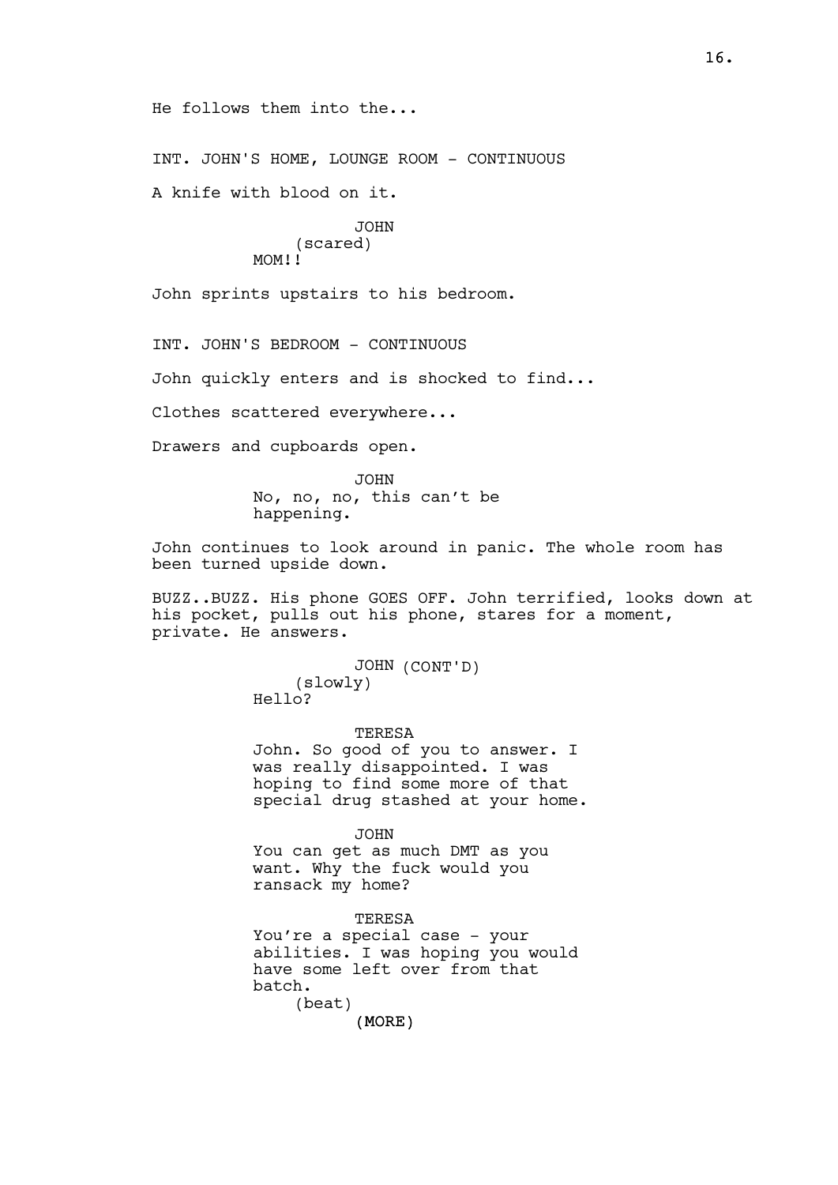He follows them into the...

INT. JOHN'S HOME, LOUNGE ROOM - CONTINUOUS

A knife with blood on it.

JOHN
(scared)
MOM!!

John sprints upstairs to his bedroom.

INT. JOHN'S BEDROOM - CONTINUOUS

John quickly enters and is shocked to find...

Clothes scattered everywhere...

Drawers and cupboards open.

JOHN
No, no, no, this can't be happening.

John continues to look around in panic. The whole room has been turned upside down.

BUZZ..BUZZ. His phone GOES OFF. John terrified, looks down at his pocket, pulls out his phone, stares for a moment, private. He answers.

JOHN (CONT'D)
(slowly)
Hello?

TERESA
John. So good of you to answer. I was really disappointed. I was hoping to find some more of that special drug stashed at your home.

JOHN
You can get as much DMT as you want. Why the fuck would you ransack my home?

TERESA
You're a special case - your abilities. I was hoping you would have some left over from that batch.
(beat)
(MORE)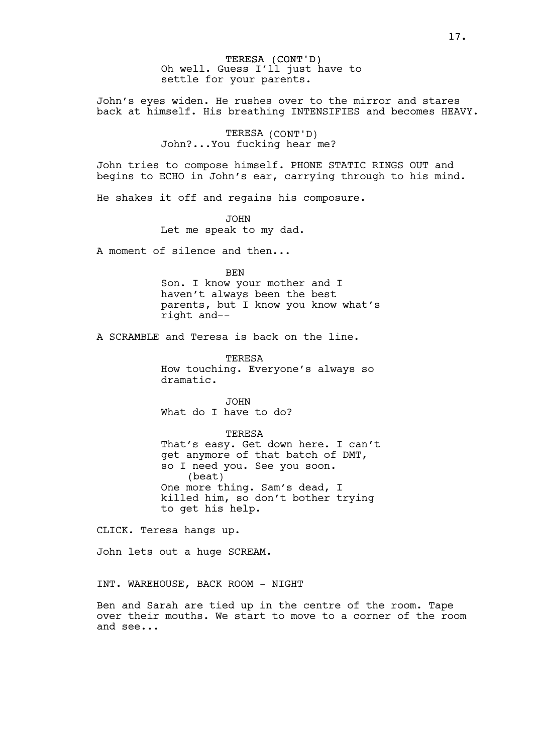TERESA (CONT'D)
Oh well. Guess I'll just have to settle for your parents.

John's eyes widen. He rushes over to the mirror and stares back at himself. His breathing INTENSIFIES and becomes HEAVY.

TERESA (CONT'D)
John?...You fucking hear me?

John tries to compose himself. PHONE STATIC RINGS OUT and begins to ECHO in John's ear, carrying through to his mind.

He shakes it off and regains his composure.

JOHN
Let me speak to my dad.

A moment of silence and then...

BEN
Son. I know your mother and I haven't always been the best parents, but I know you know what's right and--

A SCRAMBLE and Teresa is back on the line.

TERESA
How touching. Everyone's always so dramatic.

JOHN
What do I have to do?

TERESA
That's easy. Get down here. I can't get anymore of that batch of DMT, so I need you. See you soon.
(beat)
One more thing. Sam's dead, I killed him, so don't bother trying to get his help.

CLICK. Teresa hangs up.

John lets out a huge SCREAM.

INT. WAREHOUSE, BACK ROOM - NIGHT

Ben and Sarah are tied up in the centre of the room. Tape over their mouths. We start to move to a corner of the room and see...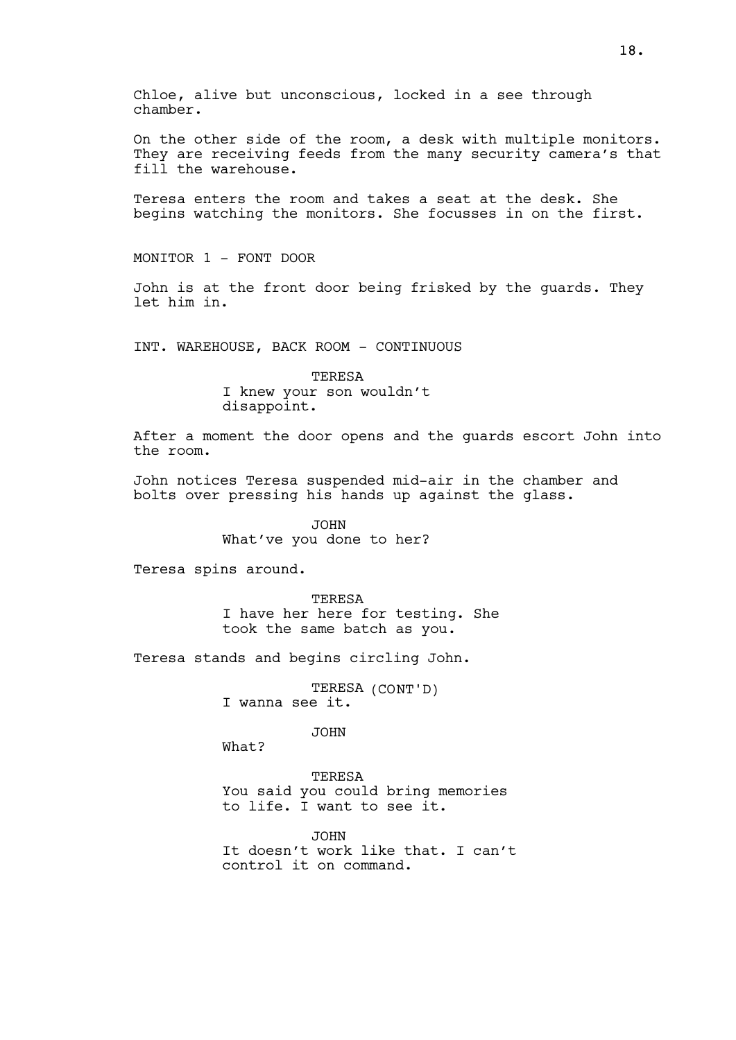Chloe, alive but unconscious, locked in a see through chamber.

On the other side of the room, a desk with multiple monitors. They are receiving feeds from the many security camera's that fill the warehouse.

Teresa enters the room and takes a seat at the desk. She begins watching the monitors. She focusses in on the first.

MONITOR 1 - FONT DOOR

John is at the front door being frisked by the guards. They let him in.

INT. WAREHOUSE, BACK ROOM - CONTINUOUS

TERESA
I knew your son wouldn't disappoint.

After a moment the door opens and the guards escort John into the room.

John notices Teresa suspended mid-air in the chamber and bolts over pressing his hands up against the glass.

JOHN
What've you done to her?

Teresa spins around.

TERESA
I have her here for testing. She took the same batch as you.

Teresa stands and begins circling John.

TERESA (CONT'D)
I wanna see it.

JOHN
What?

TERESA
You said you could bring memories to life. I want to see it.

JOHN
It doesn't work like that. I can't control it on command.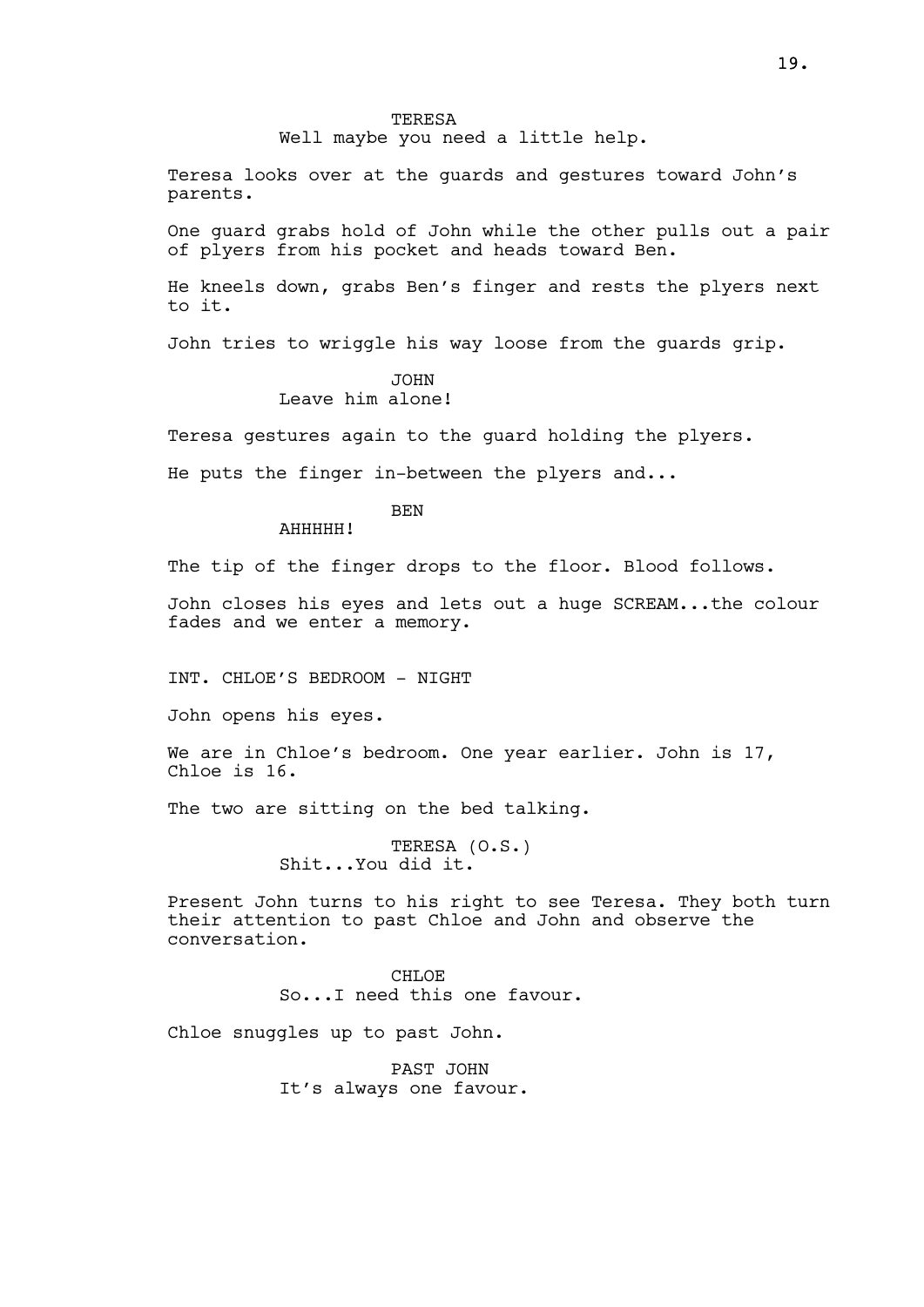TERESA
Well maybe you need a little help.

Teresa looks over at the guards and gestures toward John's parents.

One guard grabs hold of John while the other pulls out a pair of plyers from his pocket and heads toward Ben.

He kneels down, grabs Ben's finger and rests the plyers next to it.

John tries to wriggle his way loose from the guards grip.

JOHN
Leave him alone!

Teresa gestures again to the guard holding the plyers.

He puts the finger in-between the plyers and...

BEN
AHHHHH!

The tip of the finger drops to the floor. Blood follows.

John closes his eyes and lets out a huge SCREAM...the colour fades and we enter a memory.

INT. CHLOE'S BEDROOM - NIGHT

John opens his eyes.

We are in Chloe's bedroom. One year earlier. John is 17, Chloe is 16.

The two are sitting on the bed talking.

TERESA (O.S.)
Shit...You did it.

Present John turns to his right to see Teresa. They both turn their attention to past Chloe and John and observe the conversation.

CHLOE
So...I need this one favour.

Chloe snuggles up to past John.

PAST JOHN
It's always one favour.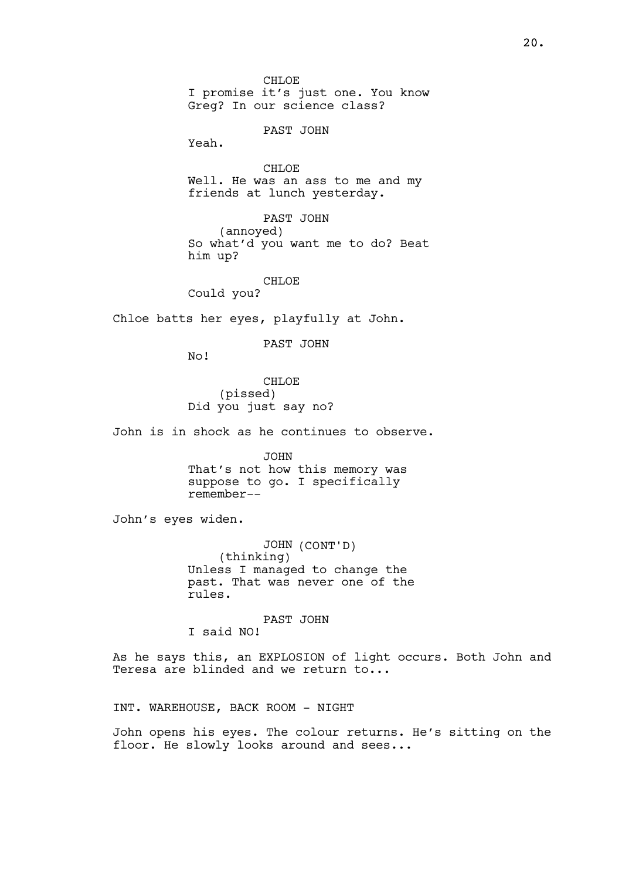CHLOE
I promise it's just one. You know Greg? In our science class?

PAST JOHN
Yeah.

CHLOE
Well. He was an ass to me and my friends at lunch yesterday.

PAST JOHN
(annoyed)
So what'd you want me to do? Beat him up?

CHLOE
Could you?

Chloe batts her eyes, playfully at John.

PAST JOHN
No!

CHLOE
(pissed)
Did you just say no?

John is in shock as he continues to observe.

JOHN
That's not how this memory was suppose to go. I specifically remember--

John's eyes widen.

JOHN (CONT'D)
(thinking)
Unless I managed to change the past. That was never one of the rules.

PAST JOHN
I said NO!

As he says this, an EXPLOSION of light occurs. Both John and Teresa are blinded and we return to...

INT. WAREHOUSE, BACK ROOM - NIGHT

John opens his eyes. The colour returns. He's sitting on the floor. He slowly looks around and sees...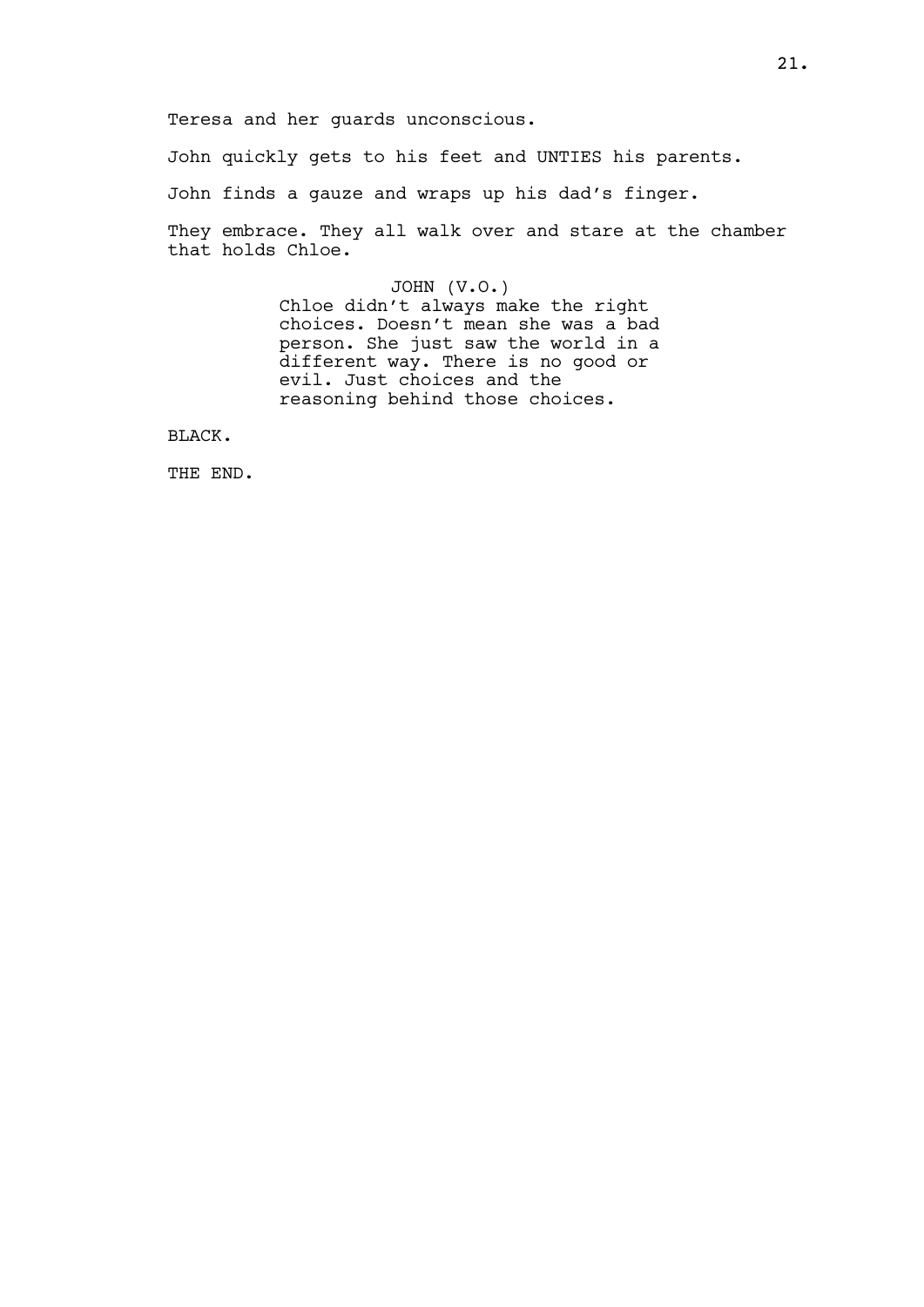Teresa and her guards unconscious.

John quickly gets to his feet and UNTIES his parents.

John finds a gauze and wraps up his dad's finger.

They embrace. They all walk over and stare at the chamber that holds Chloe.

JOHN (V.O.)
Chloe didn't always make the right choices. Doesn't mean she was a bad person. She just saw the world in a different way. There is no good or evil. Just choices and the reasoning behind those choices.

BLACK.

THE END.